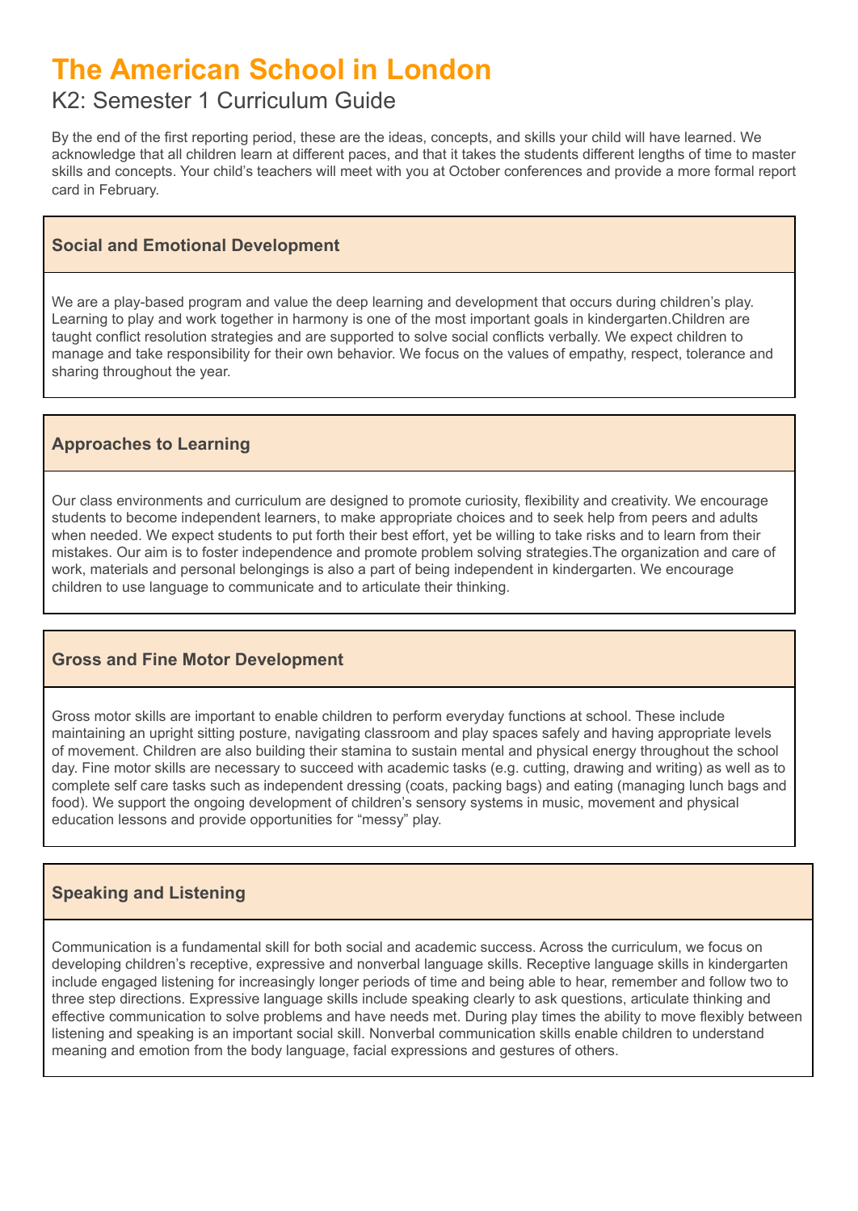# The American School in London

## K2: Semester 1 Curriculum Guide

By the end of the first reporting period, these are the ideas, concepts, and skills your child will have learned. We acknowledge that all children learn at different paces, and that it takes the students different lengths of time to master skills and concepts. Your child's teachers will meet with you at October conferences and provide a more formal report card in February.

### Social and Emotional Development

We are a play-based program and value the deep learning and development that occurs during children's play. Learning to play and work together in harmony is one of the most important goals in kindergarten.Children are taught conflict resolution strategies and are supported to solve social conflicts verbally. We expect children to manage and take responsibility for their own behavior. We focus on the values of empathy, respect, tolerance and sharing throughout the year.

### Approaches to Learning

Our class environments and curriculum are designed to promote curiosity, flexibility and creativity. We encourage students to become independent learners, to make appropriate choices and to seek help from peers and adults when needed. We expect students to put forth their best effort, yet be willing to take risks and to learn from their mistakes. Our aim is to foster independence and promote problem solving strategies.The organization and care of work, materials and personal belongings is also a part of being independent in kindergarten. We encourage children to use language to communicate and to articulate their thinking.

### Gross and Fine Motor Development

Gross motor skills are important to enable children to perform everyday functions at school. These include maintaining an upright sitting posture, navigating classroom and play spaces safely and having appropriate levels of movement. Children are also building their stamina to sustain mental and physical energy throughout the school day. Fine motor skills are necessary to succeed with academic tasks (e.g. cutting, drawing and writing) as well as to complete self care tasks such as independent dressing (coats, packing bags) and eating (managing lunch bags and food). We support the ongoing development of children's sensory systems in music, movement and physical education lessons and provide opportunities for "messy" play.

### Speaking and Listening

Communication is a fundamental skill for both social and academic success. Across the curriculum, we focus on developing children's receptive, expressive and nonverbal language skills. Receptive language skills in kindergarten include engaged listening for increasingly longer periods of time and being able to hear, remember and follow two to three step directions. Expressive language skills include speaking clearly to ask questions, articulate thinking and effective communication to solve problems and have needs met. During play times the ability to move flexibly between listening and speaking is an important social skill. Nonverbal communication skills enable children to understand meaning and emotion from the body language, facial expressions and gestures of others.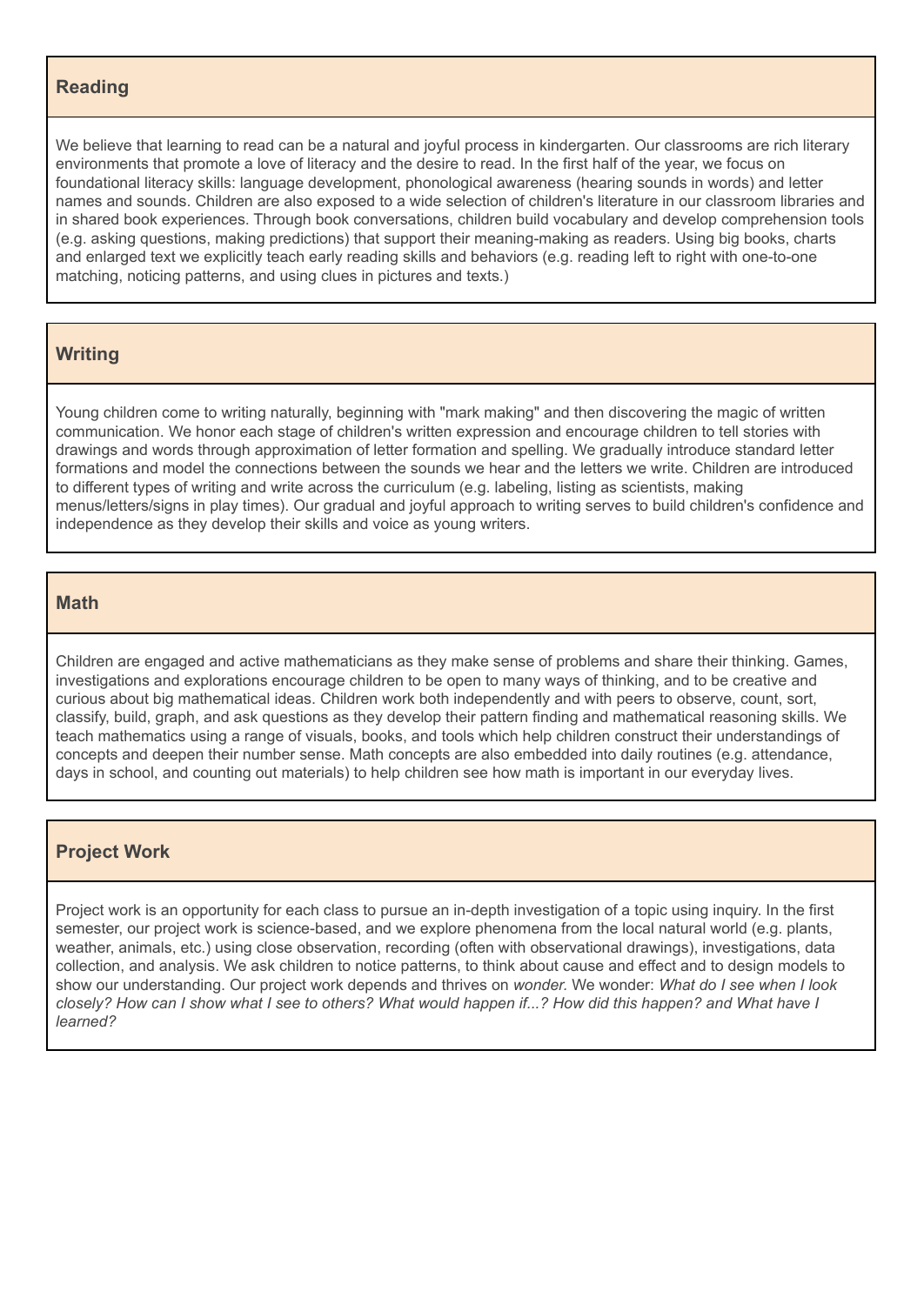## Reading

We believe that learning to read can be a natural and joyful process in kindergarten. Our classrooms are rich literary environments that promote a love of literacy and the desire to read. In the first half of the year, we focus on foundational literacy skills: language development, phonological awareness (hearing sounds in words) and letter names and sounds. Children are also exposed to a wide selection of children's literature in our classroom libraries and in shared book experiences. Through book conversations, children build vocabulary and develop comprehension tools (e.g. asking questions, making predictions) that support their meaning-making as readers. Using big books, charts and enlarged text we explicitly teach early reading skills and behaviors (e.g. reading left to right with one-to-one matching, noticing patterns, and using clues in pictures and texts.)

## Writing

Young children come to writing naturally, beginning with "mark making" and then discovering the magic of written communication. We honor each stage of children's written expression and encourage children to tell stories with drawings and words through approximation of letter formation and spelling. We gradually introduce standard letter formations and model the connections between the sounds we hear and the letters we write. Children are introduced to different types of writing and write across the curriculum (e.g. labeling, listing as scientists, making menus/letters/signs in play times). Our gradual and joyful approach to writing serves to build children's confidence and independence as they develop their skills and voice as young writers.

## Math

Children are engaged and active mathematicians as they make sense of problems and share their thinking. Games, investigations and explorations encourage children to be open to many ways of thinking, and to be creative and curious about big mathematical ideas. Children work both independently and with peers to observe, count, sort, classify, build, graph, and ask questions as they develop their pattern finding and mathematical reasoning skills. We teach mathematics using a range of visuals, books, and tools which help children construct their understandings of concepts and deepen their number sense. Math concepts are also embedded into daily routines (e.g. attendance, days in school, and counting out materials) to help children see how math is important in our everyday lives.

## Project Work

Project work is an opportunity for each class to pursue an in-depth investigation of a topic using inquiry. In the first semester, our project work is science-based, and we explore phenomena from the local natural world (e.g. plants, weather, animals, etc.) using close observation, recording (often with observational drawings), investigations, data collection, and analysis. We ask children to notice patterns, to think about cause and effect and to design models to show our understanding. Our project work depends and thrives on *wonder.* We wonder: *What do I see when I look closely? How can I show what I see to others? What would happen if...? How did this happen? and What have I learned?*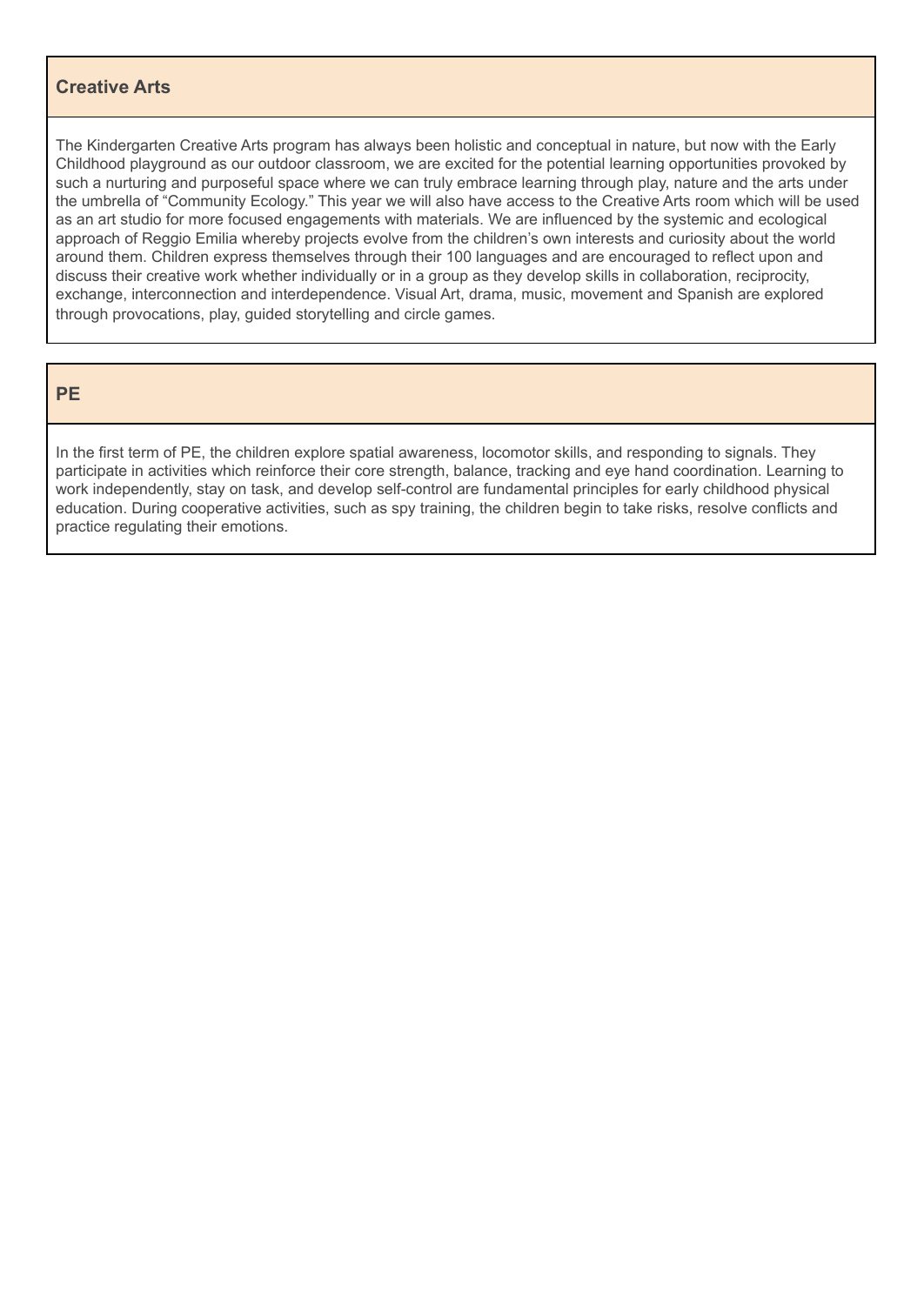## Creative Arts

The Kindergarten Creative Arts program has always been holistic and conceptual in nature, but now with the Early Childhood playground as our outdoor classroom, we are excited for the potential learning opportunities provoked by such a nurturing and purposeful space where we can truly embrace learning through play, nature and the arts under the umbrella of "Community Ecology." This year we will also have access to the Creative Arts room which will be used as an art studio for more focused engagements with materials. We are influenced by the systemic and ecological approach of Reggio Emilia whereby projects evolve from the children's own interests and curiosity about the world around them. Children express themselves through their 100 languages and are encouraged to reflect upon and discuss their creative work whether individually or in a group as they develop skills in collaboration, reciprocity, exchange, interconnection and interdependence. Visual Art, drama, music, movement and Spanish are explored through provocations, play, guided storytelling and circle games.

## PE

In the first term of PE, the children explore spatial awareness, locomotor skills, and responding to signals. They participate in activities which reinforce their core strength, balance, tracking and eye hand coordination. Learning to work independently, stay on task, and develop self-control are fundamental principles for early childhood physical education. During cooperative activities, such as spy training, the children begin to take risks, resolve conflicts and practice regulating their emotions.